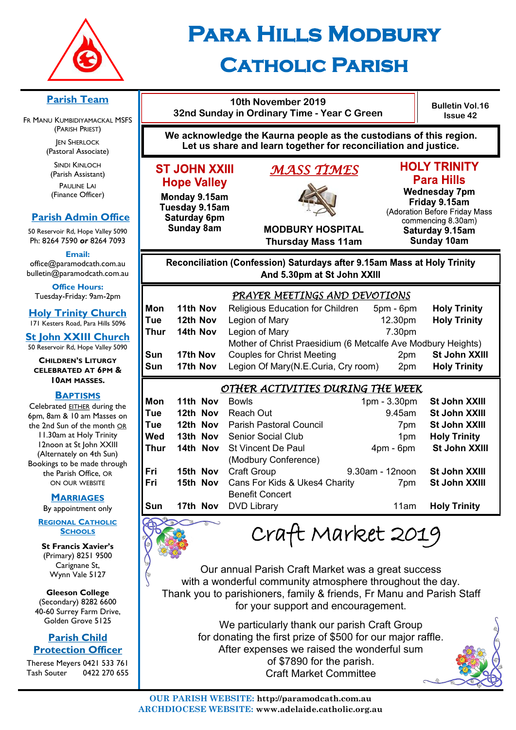# Para Hills Modbury Catholic Parish

**10th November 2019**
**32nd Sunday in Ordinary Time - Year C Green**

**Bulletin Vol.16 Issue 42**

**We acknowledge the Kaurna people as the custodians of this region. Let us share and learn together for reconciliation and justice.**

## *MASS TIMES*

**ST JOHN XXIII Hope Valley**
**Monday 9.15am**
**Tuesday 9.15am**
**Saturday 6pm**
**Sunday 8am**

**MODBURY HOSPITAL**
**Thursday Mass 11am**

**HOLY TRINITY Para Hills**
**Wednesday 7pm**
**Friday 9.15am**
(Adoration Before Friday Mass commencing 8.30am)
**Saturday 9.15am**
**Sunday 10am**

**Reconciliation (Confession) Saturdays after 9.15am Mass at Holy Trinity And 5.30pm at St John XXIII**

## *PRAYER MEETINGS AND DEVOTIONS*

| | | | | |
|---|---|---|---|---|
| **Mon** | **11th Nov** | Religious Education for Children | 5pm - 6pm | **Holy Trinity** |
| **Tue** | **12th Nov** | Legion of Mary | 12.30pm | **Holy Trinity** |
| **Thur** | **14th Nov** | Legion of Mary | 7.30pm | |
| | | Mother of Christ Praesidium (6 Metcalfe Ave Modbury Heights) | | |
| **Sun** | **17th Nov** | Couples for Christ Meeting | 2pm | **St John XXIII** |
| **Sun** | **17th Nov** | Legion Of Mary(N.E.Curia, Cry room) | 2pm | **Holy Trinity** |

## *OTHER ACTIVITIES DURING THE WEEK*

| | | | | |
|---|---|---|---|---|
| **Mon** | **11th Nov** | Bowls | 1pm - 3.30pm | **St John XXIII** |
| **Tue** | **12th Nov** | Reach Out | 9.45am | **St John XXIII** |
| **Tue** | **12th Nov** | Parish Pastoral Council | 7pm | **St John XXIII** |
| **Wed** | **13th Nov** | Senior Social Club | 1pm | **Holy Trinity** |
| **Thur** | **14th Nov** | St Vincent De Paul (Modbury Conference) | 4pm - 6pm | **St John XXIII** |
| **Fri** | **15th Nov** | Craft Group | 9.30am - 12noon | **St John XXIII** |
| **Fri** | **15th Nov** | Cans For Kids & Ukes4 Charity Benefit Concert | 7pm | **St John XXIII** |
| **Sun** | **17th Nov** | DVD Library | 11am | **Holy Trinity** |

## Craft Market 2019

Our annual Parish Craft Market was a great success with a wonderful community atmosphere throughout the day. Thank you to parishioners, family & friends, Fr Manu and Parish Staff for your support and encouragement.

We particularly thank our parish Craft Group for donating the first prize of $500 for our major raffle. After expenses we raised the wonderful sum of $7890 for the parish.
Craft Market Committee

## Parish Team

Fr Manu Kumbidiyamackal MSFS (Parish Priest)

Jen Sherlock (Pastoral Associate)

Sindi Kinloch (Parish Assistant)

Pauline Lai (Finance Officer)

## Parish Admin Office

50 Reservoir Rd, Hope Valley 5090
Ph: 8264 7590 **or** 8264 7093

**Email:**
office@paramodcath.com.au
bulletin@paramodcath.com.au

**Office Hours:**
Tuesday-Friday: 9am-2pm

## Holy Trinity Church

171 Kesters Road, Para Hills 5096

## St John XXIII Church

50 Reservoir Rd, Hope Valley 5090

**Children's Liturgy celebrated at 6pm & 10am Masses.**

## Baptisms

Celebrated EITHER during the 6pm, 8am & 10 am Masses on the 2nd Sun of the month OR 11.30am at Holy Trinity 12noon at St John XXIII (Alternately on 4th Sun) Bookings to be made through the Parish Office, OR on our website

## Marriages

By appointment only

## Regional Catholic Schools

**St Francis Xavier's** (Primary) 8251 9500
Carignane St, Wynn Vale 5127

**Gleeson College** (Secondary) 8282 6600
40-60 Surrey Farm Drive, Golden Grove 5125

## Parish Child Protection Officer

Therese Meyers 0421 533 761
Tash Souter 0422 270 655

**OUR PARISH WEBSITE:** http://paramodcath.com.au
**ARCHDIOCESE WEBSITE:** www.adelaide.catholic.org.au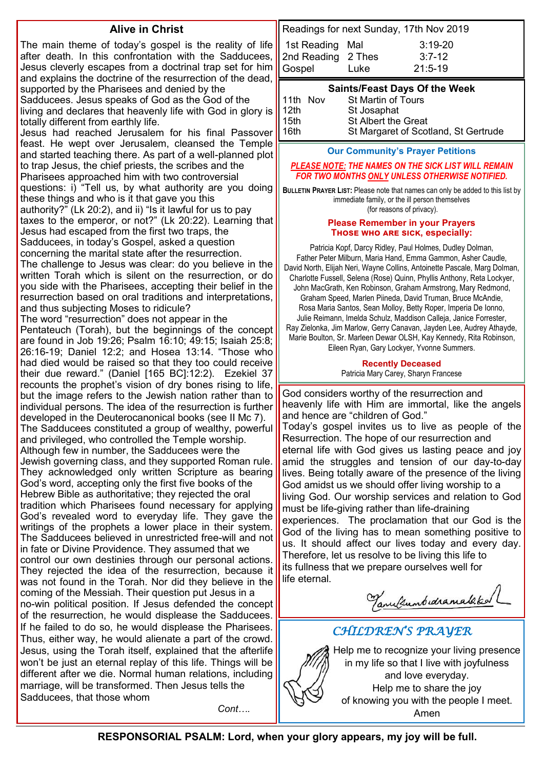## Alive in Christ

The main theme of today's gospel is the reality of life after death. In this confrontation with the Sadducees, Jesus cleverly escapes from a doctrinal trap set for him and explains the doctrine of the resurrection of the dead, supported by the Pharisees and denied by the Sadducees. Jesus speaks of God as the God of the living and declares that heavenly life with God in glory is totally different from earthly life.

Jesus had reached Jerusalem for his final Passover feast. He wept over Jerusalem, cleansed the Temple and started teaching there. As part of a well-planned plot to trap Jesus, the chief priests, the scribes and the Pharisees approached him with two controversial questions: i) "Tell us, by what authority are you doing these things and who is it that gave you this authority?" (Lk 20:2), and ii) "Is it lawful for us to pay taxes to the emperor, or not?" (Lk 20:22). Learning that Jesus had escaped from the first two traps, the Sadducees, in today's Gospel, asked a question concerning the marital state after the resurrection.

The challenge to Jesus was clear: do you believe in the written Torah which is silent on the resurrection, or do you side with the Pharisees, accepting their belief in the resurrection based on oral traditions and interpretations, and thus subjecting Moses to ridicule?

The word "resurrection" does not appear in the Pentateuch (Torah), but the beginnings of the concept are found in Job 19:26; Psalm 16:10; 49:15; Isaiah 25:8; 26:16-19; Daniel 12:2; and Hosea 13:14. "Those who had died would be raised so that they too could receive their due reward." (Daniel [165 BC]:12:2). Ezekiel 37 recounts the prophet's vision of dry bones rising to life, but the image refers to the Jewish nation rather than to individual persons. The idea of the resurrection is further developed in the Deuterocanonical books (see II Mc 7).

The Sadducees constituted a group of wealthy, powerful and privileged, who controlled the Temple worship. Although few in number, the Sadducees were the Jewish governing class, and they supported Roman rule. They acknowledged only written Scripture as bearing God's word, accepting only the first five books of the Hebrew Bible as authoritative; they rejected the oral tradition which Pharisees found necessary for applying God's revealed word to everyday life. They gave the writings of the prophets a lower place in their system. The Sadducees believed in unrestricted free-will and not in fate or Divine Providence. They assumed that we control our own destinies through our personal actions. They rejected the idea of the resurrection, because it was not found in the Torah. Nor did they believe in the coming of the Messiah. Their question put Jesus in a no-win political position. If Jesus defended the concept of the resurrection, he would displease the Sadducees. If he failed to do so, he would displease the Pharisees. Thus, either way, he would alienate a part of the crowd. Jesus, using the Torah itself, explained that the afterlife won't be just an eternal replay of this life. Things will be different after we die. Normal human relations, including marriage, will be transformed. Then Jesus tells the Sadducees, that those whom

*Cont….*

God considers worthy of the resurrection and heavenly life with Him are immortal, like the angels and hence are "children of God."

Today's gospel invites us to live as people of the Resurrection. The hope of our resurrection and eternal life with God gives us lasting peace and joy amid the struggles and tension of our day-to-day lives. Being totally aware of the presence of the living God amidst us we should offer living worship to a living God. Our worship services and relation to God must be life-giving rather than life-draining experiences. The proclamation that our God is the God of the living has to mean something positive to us. It should affect our lives today and every day. Therefore, let us resolve to be living this life to its fullness that we prepare ourselves well for life eternal.

*Tanul Sumbidramaleke*

**Readings for next Sunday, 17th Nov 2019**

| | | |
|---|---|---|
| 1st Reading | Mal | 3:19-20 |
| 2nd Reading | 2 Thes | 3:7-12 |
| Gospel | Luke | 21:5-19 |

**Saints/Feast Days Of the Week**

| | |
|---|---|
| 11th Nov | St Martin of Tours |
| 12th | St Josaphat |
| 15th | St Albert the Great |
| 16th | St Margaret of Scotland, St Gertrude |

### Our Community's Prayer Petitions

***PLEASE NOTE: THE NAMES ON THE SICK LIST WILL REMAIN FOR TWO MONTHS ONLY UNLESS OTHERWISE NOTIFIED.***

**BULLETIN PRAYER LIST:** Please note that names can only be added to this list by immediate family, or the ill person themselves (for reasons of privacy).

**Please Remember in your Prayers**
**THOSE WHO ARE SICK, especially:**

Patricia Kopf, Darcy Ridley, Paul Holmes, Dudley Dolman, Father Peter Milburn, Maria Hand, Emma Gammon, Asher Caudle, David North, Elijah Neri, Wayne Collins, Antoinette Pascale, Marg Dolman, Charlotte Fussell, Selena (Rose) Quinn, Phyllis Anthony, Reta Lockyer, John MacGrath, Ken Robinson, Graham Armstrong, Mary Redmond, Graham Speed, Marlen Piineda, David Truman, Bruce McAndie, Rosa Maria Santos, Sean Molloy, Betty Roper, Imperia De Ionno, Julie Reimann, Imelda Schulz, Maddison Calleja, Janice Forrester, Ray Zielonka, Jim Marlow, Gerry Canavan, Jayden Lee, Audrey Athayde, Marie Boulton, Sr. Marleen Dewar OLSH, Kay Kennedy, Rita Robinson, Eileen Ryan, Gary Lockyer, Yvonne Summers.

**Recently Deceased**
Patricia Mary Carey, Sharyn Francese

### *CHILDREN'S PRAYER*

Help me to recognize your living presence in my life so that I live with joyfulness and love everyday.
Help me to share the joy of knowing you with the people I meet.
Amen

**RESPONSORIAL PSALM: Lord, when your glory appears, my joy will be full.**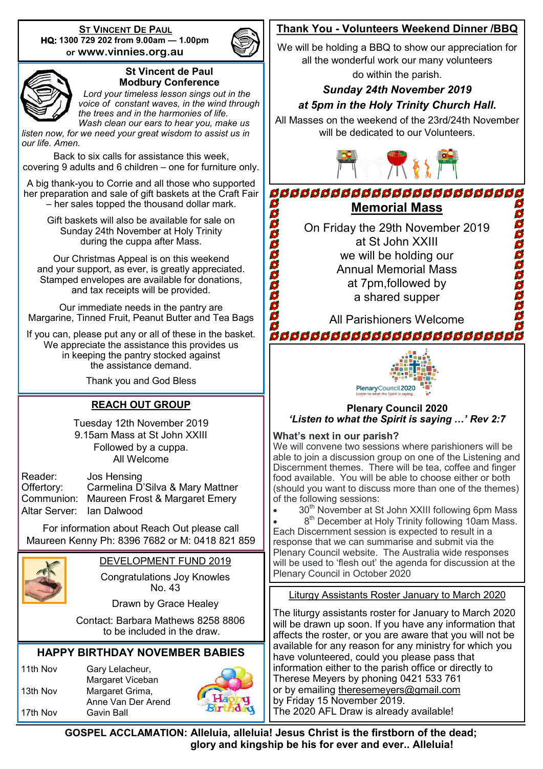## ST VINCENT DE PAUL

**HQ: 1300 729 202 from 9.00am — 1.00pm or www.vinnies.org.au**

### St Vincent de Paul Modbury Conference

*Lord your timeless lesson sings out in the voice of constant waves, in the wind through the trees and in the harmonies of life. Wash clean our ears to hear you, make us listen now, for we need your great wisdom to assist us in our life. Amen.*

Back to six calls for assistance this week, covering 9 adults and 6 children – one for furniture only.

A big thank-you to Corrie and all those who supported her preparation and sale of gift baskets at the Craft Fair – her sales topped the thousand dollar mark.

Gift baskets will also be available for sale on Sunday 24th November at Holy Trinity during the cuppa after Mass.

Our Christmas Appeal is on this weekend and your support, as ever, is greatly appreciated. Stamped envelopes are available for donations, and tax receipts will be provided.

Our immediate needs in the pantry are Margarine, Tinned Fruit, Peanut Butter and Tea Bags

If you can, please put any or all of these in the basket. We appreciate the assistance this provides us in keeping the pantry stocked against the assistance demand.

Thank you and God Bless

## REACH OUT GROUP

Tuesday 12th November 2019
9.15am Mass at St John XXIII
Followed by a cuppa.
All Welcome

| | |
|---|---|
| Reader: | Jos Hensing |
| Offertory: | Carmelina D'Silva & Mary Mattner |
| Communion: | Maureen Frost & Margaret Emery |
| Altar Server: | Ian Dalwood |

For information about Reach Out please call Maureen Kenny Ph: 8396 7682 or M: 0418 821 859

## DEVELOPMENT FUND 2019

Congratulations Joy Knowles No. 43

Drawn by Grace Healey

Contact: Barbara Mathews 8258 8806 to be included in the draw.

## HAPPY BIRTHDAY NOVEMBER BABIES

| | |
|---|---|
| 11th Nov | Gary Lelacheur, Margaret Viceban |
| 13th Nov | Margaret Grima, Anne Van Der Arend |
| 17th Nov | Gavin Ball |

## Thank You - Volunteers Weekend Dinner /BBQ

We will be holding a BBQ to show our appreciation for all the wonderful work our many volunteers do within the parish.

***Sunday 24th November 2019 at 5pm in the Holy Trinity Church Hall.***

All Masses on the weekend of the 23rd/24th November will be dedicated to our Volunteers.

## Memorial Mass

On Friday the 29th November 2019 at St John XXIII we will be holding our Annual Memorial Mass at 7pm,followed by a shared supper

All Parishioners Welcome

### Plenary Council 2020
***'Listen to what the Spirit is saying …' Rev 2:7***

**What's next in our parish?**

We will convene two sessions where parishioners will be able to join a discussion group on one of the Listening and Discernment themes. There will be tea, coffee and finger food available. You will be able to choose either or both (should you want to discuss more than one of the themes) of the following sessions:

- 30th November at St John XXIII following 6pm Mass
- 8th December at Holy Trinity following 10am Mass.

Each Discernment session is expected to result in a response that we can summarise and submit via the Plenary Council website. The Australia wide responses will be used to 'flesh out' the agenda for discussion at the Plenary Council in October 2020

## Liturgy Assistants Roster January to March 2020

The liturgy assistants roster for January to March 2020 will be drawn up soon. If you have any information that affects the roster, or you are aware that you will not be available for any reason for any ministry for which you have volunteered, could you please pass that information either to the parish office or directly to Therese Meyers by phoning 0421 533 761 or by emailing theresemeyers@gmail.com by Friday 15 November 2019.
The 2020 AFL Draw is already available!

**GOSPEL ACCLAMATION: Alleluia, alleluia! Jesus Christ is the firstborn of the dead; glory and kingship be his for ever and ever.. Alleluia!**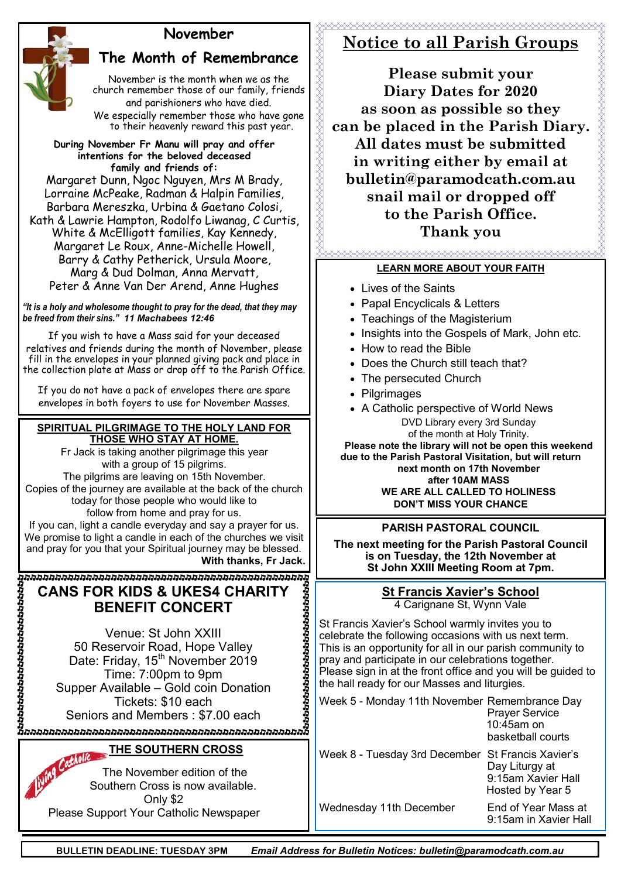## November

## The Month of Remembrance

November is the month when we as the church remember those of our family, friends and parishioners who have died.
We especially remember those who have gone to their heavenly reward this past year.

**During November Fr Manu will pray and offer intentions for the beloved deceased family and friends of:**

Margaret Dunn, Ngoc Nguyen, Mrs M Brady, Lorraine McPeake, Radman & Halpin Families, Barbara Mereszka, Urbina & Gaetano Colosi, Kath & Lawrie Hampton, Rodolfo Liwanag, C Curtis, White & McElligott families, Kay Kennedy, Margaret Le Roux, Anne-Michelle Howell, Barry & Cathy Petherick, Ursula Moore, Marg & Dud Dolman, Anna Mervatt, Peter & Anne Van Der Arend, Anne Hughes

***"It is a holy and wholesome thought to pray for the dead, that they may be freed from their sins." 11 Machabees 12:46***

If you wish to have a Mass said for your deceased relatives and friends during the month of November, please fill in the envelopes in your planned giving pack and place in the collection plate at Mass or drop off to the Parish Office.

If you do not have a pack of envelopes there are spare envelopes in both foyers to use for November Masses.

**SPIRITUAL PILGRIMAGE TO THE HOLY LAND FOR THOSE WHO STAY AT HOME.**

Fr Jack is taking another pilgrimage this year with a group of 15 pilgrims.
The pilgrims are leaving on 15th November.
Copies of the journey are available at the back of the church today for those people who would like to follow from home and pray for us.
If you can, light a candle everyday and say a prayer for us.
We promise to light a candle in each of the churches we visit and pray for you that your Spiritual journey may be blessed.

**With thanks, Fr Jack.**

## CANS FOR KIDS & UKES4 CHARITY BENEFIT CONCERT

Venue: St John XXIII
50 Reservoir Road, Hope Valley
Date: Friday, 15th November 2019
Time: 7:00pm to 9pm
Supper Available – Gold coin Donation
Tickets: $10 each
Seniors and Members : $7.00 each

**THE SOUTHERN CROSS**

The November edition of the Southern Cross is now available.
Only $2
Please Support Your Catholic Newspaper

## Notice to all Parish Groups

**Please submit your Diary Dates for 2020 as soon as possible so they can be placed in the Parish Diary. All dates must be submitted in writing either by email at bulletin@paramodcath.com.au snail mail or dropped off to the Parish Office. Thank you**

**LEARN MORE ABOUT YOUR FAITH**

- Lives of the Saints
- Papal Encyclicals & Letters
- Teachings of the Magisterium
- Insights into the Gospels of Mark, John etc.
- How to read the Bible
- Does the Church still teach that?
- The persecuted Church
- Pilgrimages
- A Catholic perspective of World News

DVD Library every 3rd Sunday of the month at Holy Trinity.

**Please note the library will not be open this weekend due to the Parish Pastoral Visitation, but will return next month on 17th November after 10AM MASS**

**WE ARE ALL CALLED TO HOLINESS**
**DON'T MISS YOUR CHANCE**

**PARISH PASTORAL COUNCIL**

**The next meeting for the Parish Pastoral Council is on Tuesday, the 12th November at St John XXIII Meeting Room at 7pm.**

**St Francis Xavier's School**
4 Carignane St, Wynn Vale

St Francis Xavier's School warmly invites you to celebrate the following occasions with us next term. This is an opportunity for all in our parish community to pray and participate in our celebrations together. Please sign in at the front office and you will be guided to the hall ready for our Masses and liturgies.

| | |
|---|---|
| Week 5 - Monday 11th November | Remembrance Day Prayer Service 10:45am on basketball courts |
| Week 8 - Tuesday 3rd December | St Francis Xavier's Day Liturgy at 9:15am Xavier Hall Hosted by Year 5 |
| Wednesday 11th December | End of Year Mass at 9:15am in Xavier Hall |

**BULLETIN DEADLINE: TUESDAY 3PM** ***Email Address for Bulletin Notices: bulletin@paramodcath.com.au***